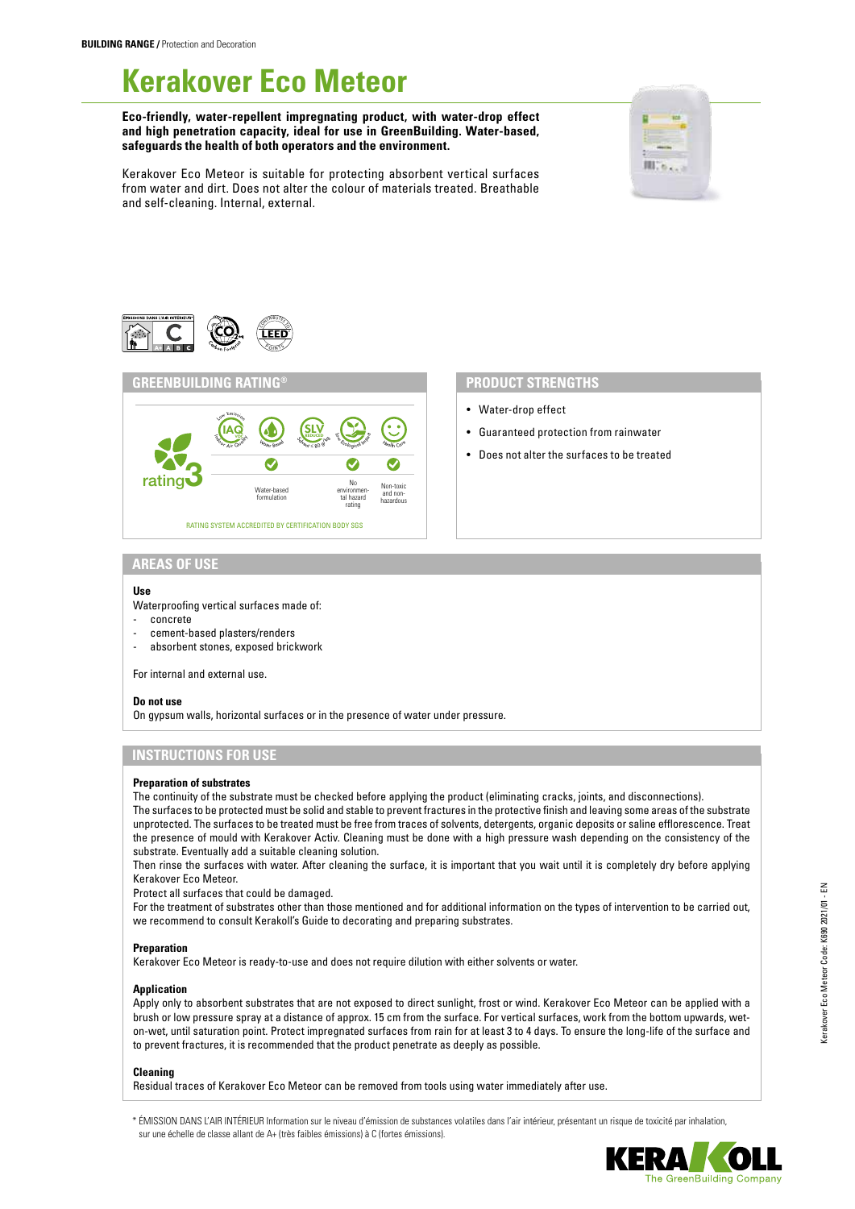**BUILDING RANGE /** Protection and Decoration

# Kerakover Eco Meteor

**Eco-friendly, water-repellent impregnating product, with water-drop effect and high penetration capacity, ideal for use in GreenBuilding. Water-based, safeguards the health of both operators and the environment.**

Kerakover Eco Meteor is suitable for protecting absorbent vertical surfaces from water and dirt. Does not alter the colour of materials treated. Breathable and self-cleaning. Internal, external.

## GREENBUILDING RATING®

rating 3

| Low Emission IAQ Indoor Air Quality | Water Based | SLV Solvent ≤ 80 g/l | Low Ecological Impact | Health Care |
|---|---|---|---|---|
| | ✓ | | ✓ | ✓ |
| | Water-based formulation | | No environmental hazard rating | Non-toxic and non-hazardous |

RATING SYSTEM ACCREDITED BY CERTIFICATION BODY SGS

## PRODUCT STRENGTHS

- Water-drop effect
- Guaranteed protection from rainwater
- Does not alter the surfaces to be treated

## AREAS OF USE

**Use**

Waterproofing vertical surfaces made of:
- concrete
- cement-based plasters/renders
- absorbent stones, exposed brickwork

For internal and external use.

**Do not use**

On gypsum walls, horizontal surfaces or in the presence of water under pressure.

## INSTRUCTIONS FOR USE

**Preparation of substrates**

The continuity of the substrate must be checked before applying the product (eliminating cracks, joints, and disconnections).
The surfaces to be protected must be solid and stable to prevent fractures in the protective finish and leaving some areas of the substrate unprotected. The surfaces to be treated must be free from traces of solvents, detergents, organic deposits or saline efflorescence. Treat the presence of mould with Kerakover Activ. Cleaning must be done with a high pressure wash depending on the consistency of the substrate. Eventually add a suitable cleaning solution.
Then rinse the surfaces with water. After cleaning the surface, it is important that you wait until it is completely dry before applying Kerakover Eco Meteor.
Protect all surfaces that could be damaged.
For the treatment of substrates other than those mentioned and for additional information on the types of intervention to be carried out, we recommend to consult Kerakoll's Guide to decorating and preparing substrates.

**Preparation**

Kerakover Eco Meteor is ready-to-use and does not require dilution with either solvents or water.

**Application**

Apply only to absorbent substrates that are not exposed to direct sunlight, frost or wind. Kerakover Eco Meteor can be applied with a brush or low pressure spray at a distance of approx. 15 cm from the surface. For vertical surfaces, work from the bottom upwards, wet-on-wet, until saturation point. Protect impregnated surfaces from rain for at least 3 to 4 days. To ensure the long-life of the surface and to prevent fractures, it is recommended that the product penetrate as deeply as possible.

**Cleaning**

Residual traces of Kerakover Eco Meteor can be removed from tools using water immediately after use.

\* ÉMISSION DANS L'AIR INTÉRIEUR Information sur le niveau d'émission de substances volatiles dans l'air intérieur, présentant un risque de toxicité par inhalation, sur une échelle de classe allant de A+ (très faibles émissions) à C (fortes émissions).

Kerakover Eco Meteor Code: K690 2021/01 - EN

KERAKOLL The GreenBuilding Company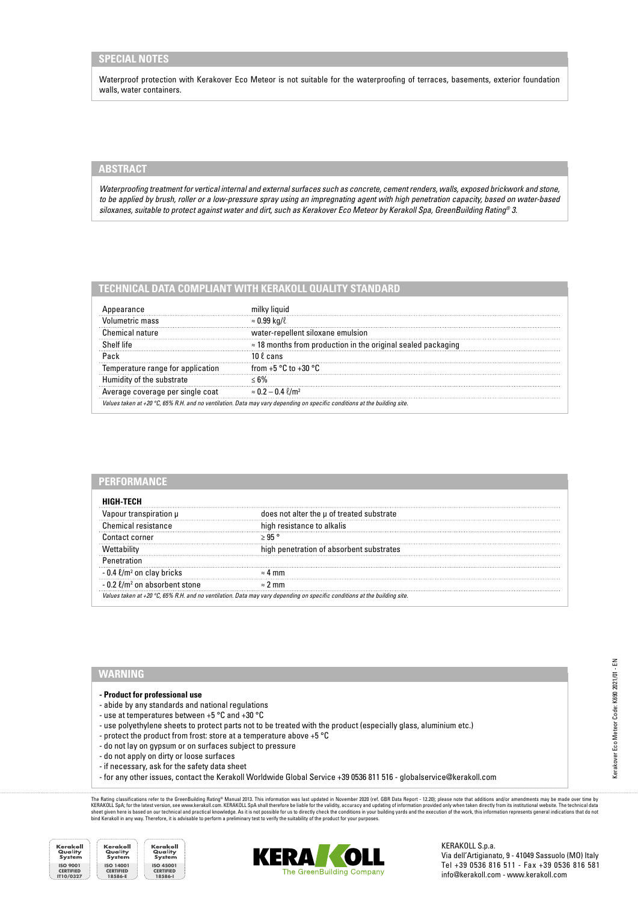## SPECIAL NOTES

Waterproof protection with Kerakover Eco Meteor is not suitable for the waterproofing of terraces, basements, exterior foundation walls, water containers.

## ABSTRACT

*Waterproofing treatment for vertical internal and external surfaces such as concrete, cement renders, walls, exposed brickwork and stone, to be applied by brush, roller or a low-pressure spray using an impregnating agent with high penetration capacity, based on water-based siloxanes, suitable to protect against water and dirt, such as Kerakover Eco Meteor by Kerakoll Spa, GreenBuilding Rating® 3.*

## TECHNICAL DATA COMPLIANT WITH KERAKOLL QUALITY STANDARD

| | |
|---|---|
| Appearance | milky liquid |
| Volumetric mass | ≈ 0.99 kg/ℓ |
| Chemical nature | water-repellent siloxane emulsion |
| Shelf life | ≈ 18 months from production in the original sealed packaging |
| Pack | 10 ℓ cans |
| Temperature range for application | from +5 °C to +30 °C |
| Humidity of the substrate | ≤ 6% |
| Average coverage per single coat | ≈ 0.2 – 0.4 ℓ/m² |

*Values taken at +20 °C, 65% R.H. and no ventilation. Data may vary depending on specific conditions at the building site.*

## PERFORMANCE

**HIGH-TECH**

| | |
|---|---|
| Vapour transpiration μ | does not alter the μ of treated substrate |
| Chemical resistance | high resistance to alkalis |
| Contact corner | ≥ 95 ° |
| Wettability | high penetration of absorbent substrates |
| Penetration | |
| - 0.4 ℓ/m² on clay bricks | ≈ 4 mm |
| - 0.2 ℓ/m² on absorbent stone | ≈ 2 mm |

*Values taken at +20 °C, 65% R.H. and no ventilation. Data may vary depending on specific conditions at the building site.*

## WARNING

- **Product for professional use**
- abide by any standards and national regulations
- use at temperatures between +5 °C and +30 °C
- use polyethylene sheets to protect parts not to be treated with the product (especially glass, aluminium etc.)
- protect the product from frost: store at a temperature above +5 °C
- do not lay on gypsum or on surfaces subject to pressure
- do not apply on dirty or loose surfaces
- if necessary, ask for the safety data sheet
- for any other issues, contact the Kerakoll Worldwide Global Service +39 0536 811 516 - globalservice@kerakoll.com

The Rating classifications refer to the GreenBuilding Rating® Manual 2013. This information was last updated in November 2020 (ref. GBR Data Report - 12.20); please note that additions and/or amendments may be made over time by KERAKOLL SpA; for the latest version, see www.kerakoll.com. KERAKOLL SpA shall therefore be liable for the validity, accuracy and updating of information provided only when taken directly from its institutional website. The technical data sheet given here is based on our technical and practical knowledge. As it is not possible for us to directly check the conditions in your building yards and the execution of the work, this information represents general indications that do not bind Kerakoll in any way. Therefore, it is advisable to perform a preliminary test to verify the suitability of the product for your purposes.

Kerakoll Quality System ISO 9001 CERTIFIED IT10/0327 — Kerakoll Quality System ISO 14001 CERTIFIED 18586-E — Kerakoll Quality System ISO 45001 CERTIFIED 18586-I

KERAKOLL The GreenBuilding Company

KERAKOLL S.p.a.
Via dell'Artigianato, 9 - 41049 Sassuolo (MO) Italy
Tel +39 0536 816 511 - Fax +39 0536 816 581
info@kerakoll.com - www.kerakoll.com

Kerakover Eco Meteor Code: K690 2021/01 - EN